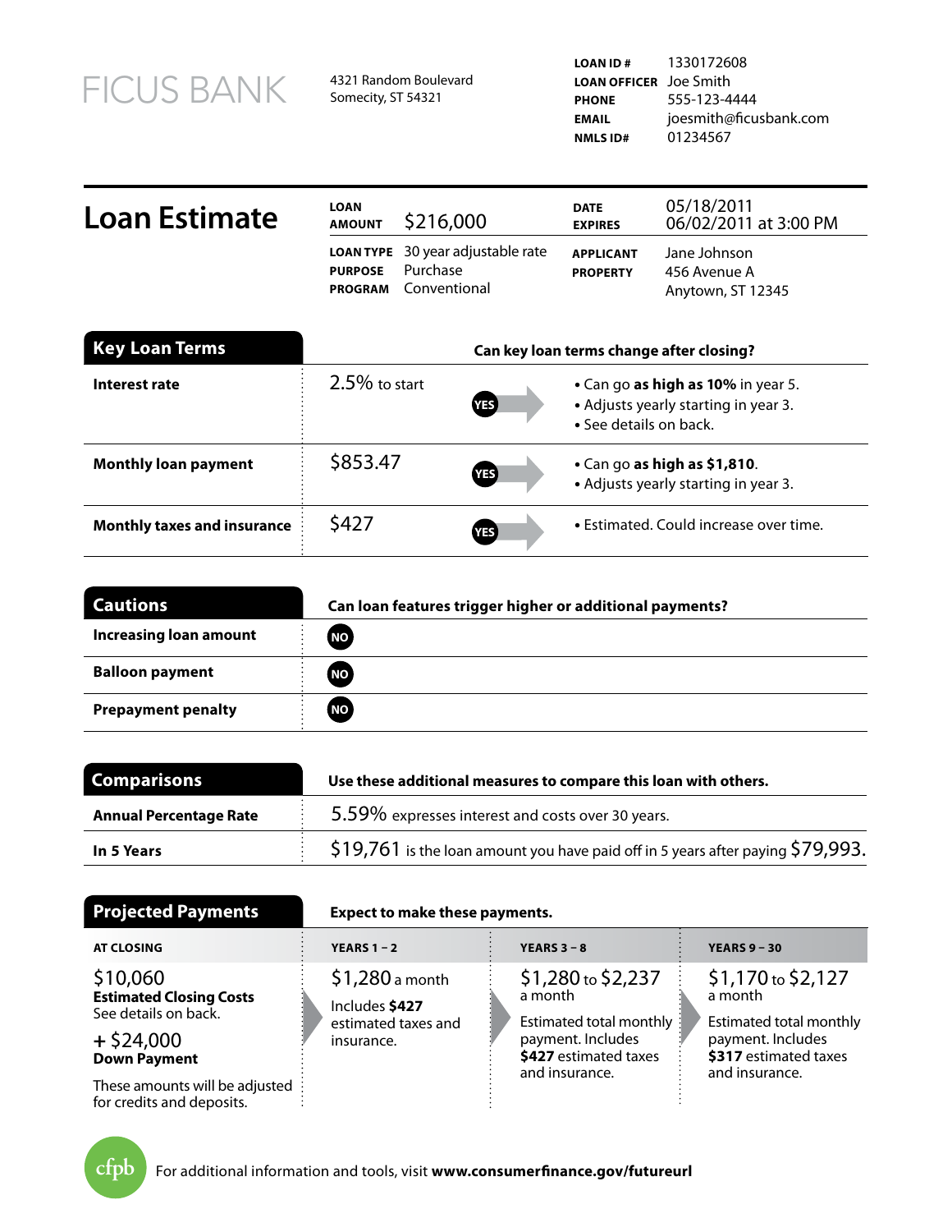FICUS BANK

4321 Random Boulevard
Somecity, ST 54321

**LOAN ID #** 1330172608
**LOAN OFFICER** Joe Smith
**PHONE** 555-123-4444
**EMAIL** joesmith@ficusbank.com
**NMLS ID#** 01234567

# Loan Estimate

| | | | |
|---|---|---|---|
| **LOAN AMOUNT** | $216,000 | **DATE** | 05/18/2011 |
| | | **EXPIRES** | 06/02/2011 at 3:00 PM |
| **LOAN TYPE** | 30 year adjustable rate | **APPLICANT** | Jane Johnson |
| **PURPOSE** | Purchase | **PROPERTY** | 456 Avenue A |
| **PROGRAM** | Conventional | | Anytown, ST 12345 |

## Key Loan Terms

| Key Loan Terms | | Can key loan terms change after closing? | |
|---|---|---|---|
| **Interest rate** | 2.5% to start | YES | • Can go **as high as 10%** in year 5.<br>• Adjusts yearly starting in year 3.<br>• See details on back. |
| **Monthly loan payment** | $853.47 | YES | • Can go **as high as $1,810**.<br>• Adjusts yearly starting in year 3. |
| **Monthly taxes and insurance** | $427 | YES | • Estimated. Could increase over time. |

## Cautions

| Cautions | Can loan features trigger higher or additional payments? |
|---|---|
| **Increasing loan amount** | NO |
| **Balloon payment** | NO |
| **Prepayment penalty** | NO |

## Comparisons

| Comparisons | Use these additional measures to compare this loan with others. |
|---|---|
| **Annual Percentage Rate** | 5.59% expresses interest and costs over 30 years. |
| **In 5 Years** | $19,761 is the loan amount you have paid off in 5 years after paying $79,993. |

## Projected Payments

**Expect to make these payments.**

| AT CLOSING | YEARS 1 – 2 | YEARS 3 – 8 | YEARS 9 – 30 |
|---|---|---|---|
| $10,060<br>**Estimated Closing Costs**<br>See details on back.<br><br>+ $24,000<br>**Down Payment**<br><br>These amounts will be adjusted for credits and deposits. | $1,280 a month<br><br>Includes **$427** estimated taxes and insurance. | $1,280 to $2,237 a month<br><br>Estimated total monthly payment. Includes **$427** estimated taxes and insurance. | $1,170 to $2,127 a month<br><br>Estimated total monthly payment. Includes **$317** estimated taxes and insurance. |

cfpb For additional information and tools, visit **www.consumerfinance.gov/futureurl**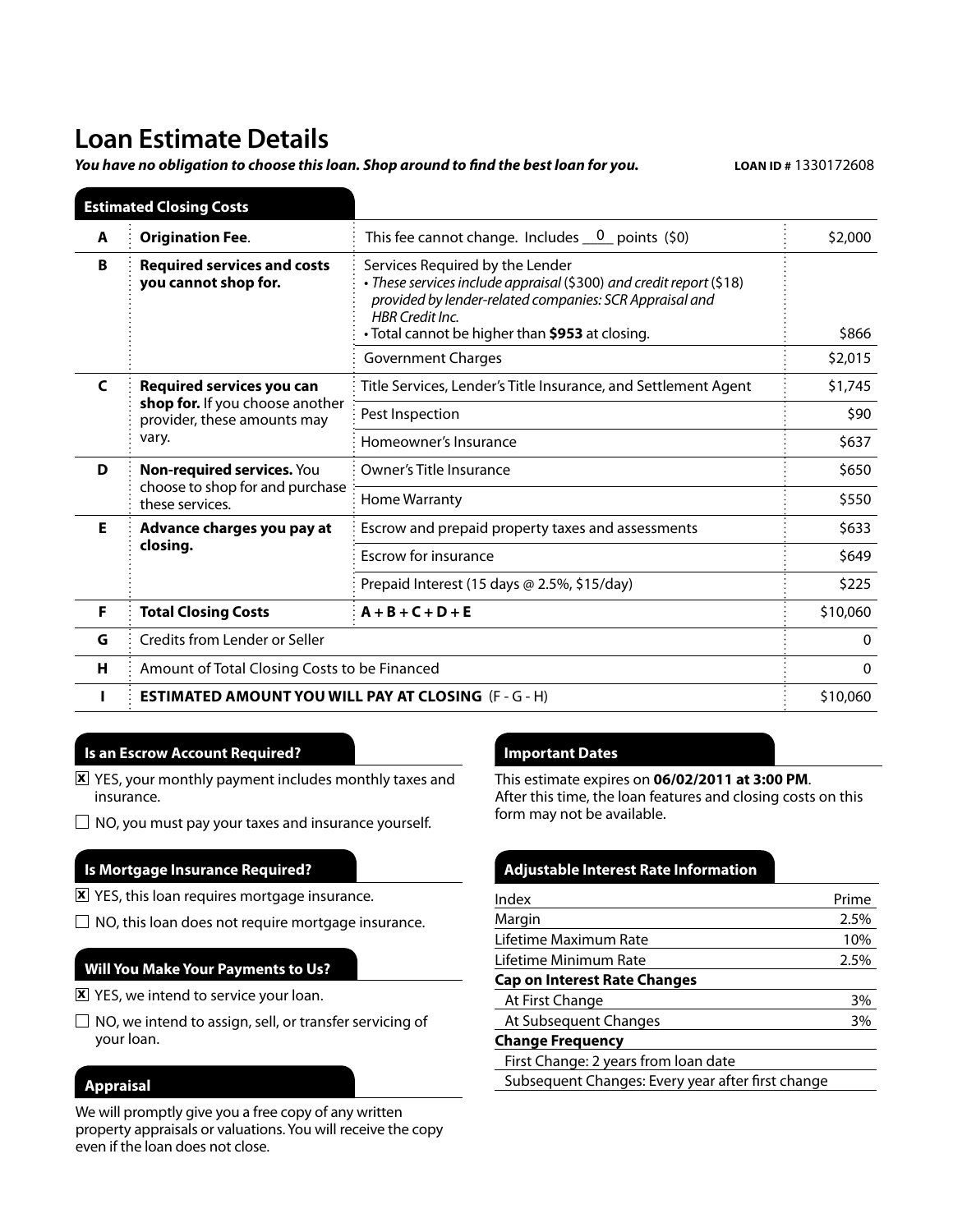# Loan Estimate Details

***You have no obligation to choose this loan. Shop around to find the best loan for you.*** **LOAN ID #** 1330172608

## Estimated Closing Costs

| | | | |
|---|---|---|---|
| **A** | **Origination Fee**. | This fee cannot change. Includes 0 points ($0) | $2,000 |
| **B** | **Required services and costs you cannot shop for.** | Services Required by the Lender<br>• *These services include appraisal ($300) and credit report ($18) provided by lender-related companies: SCR Appraisal and HBR Credit Inc.*<br>• Total cannot be higher than **$953** at closing. | $866 |
| | | Government Charges | $2,015 |
| **C** | **Required services you can shop for.** If you choose another provider, these amounts may vary. | Title Services, Lender's Title Insurance, and Settlement Agent | $1,745 |
| | | Pest Inspection | $90 |
| | | Homeowner's Insurance | $637 |
| **D** | **Non-required services.** You choose to shop for and purchase these services. | Owner's Title Insurance | $650 |
| | | Home Warranty | $550 |
| **E** | **Advance charges you pay at closing.** | Escrow and prepaid property taxes and assessments | $633 |
| | | Escrow for insurance | $649 |
| | | Prepaid Interest (15 days @ 2.5%, $15/day) | $225 |
| **F** | **Total Closing Costs** | **A + B + C + D + E** | $10,060 |
| **G** | Credits from Lender or Seller | | 0 |
| **H** | Amount of Total Closing Costs to be Financed | | 0 |
| **I** | **ESTIMATED AMOUNT YOU WILL PAY AT CLOSING** (F - G - H) | | $10,060 |

## Is an Escrow Account Required?

☒ YES, your monthly payment includes monthly taxes and insurance.

☐ NO, you must pay your taxes and insurance yourself.

## Is Mortgage Insurance Required?

☒ YES, this loan requires mortgage insurance.

☐ NO, this loan does not require mortgage insurance.

## Will You Make Your Payments to Us?

☒ YES, we intend to service your loan.

☐ NO, we intend to assign, sell, or transfer servicing of your loan.

## Appraisal

We will promptly give you a free copy of any written property appraisals or valuations. You will receive the copy even if the loan does not close.

## Important Dates

This estimate expires on **06/02/2011 at 3:00 PM**. After this time, the loan features and closing costs on this form may not be available.

## Adjustable Interest Rate Information

| | |
|---|---|
| Index | Prime |
| Margin | 2.5% |
| Lifetime Maximum Rate | 10% |
| Lifetime Minimum Rate | 2.5% |
| **Cap on Interest Rate Changes** | |
| At First Change | 3% |
| At Subsequent Changes | 3% |
| **Change Frequency** | |
| First Change: 2 years from loan date | |
| Subsequent Changes: Every year after first change | |